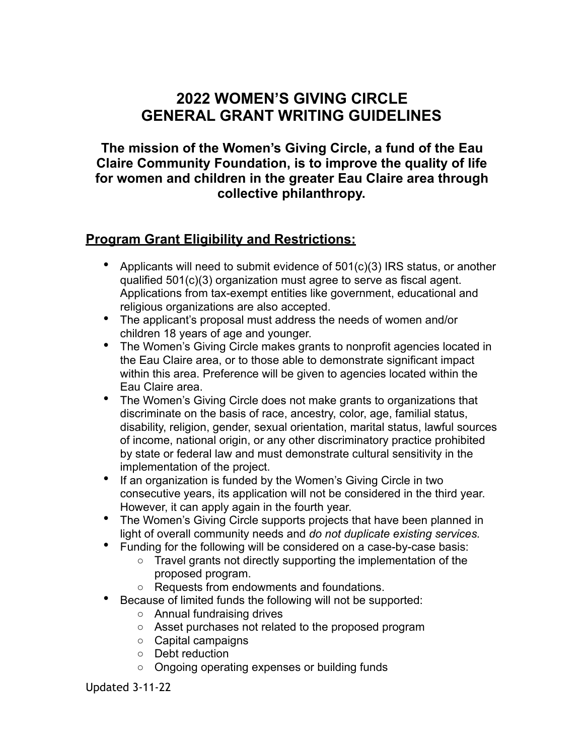# 2022 WOMEN'S GIVING CIRCLE
# GENERAL GRANT WRITING GUIDELINES

### The mission of the Women's Giving Circle, a fund of the Eau Claire Community Foundation, is to improve the quality of life for women and children in the greater Eau Claire area through collective philanthropy.

## Program Grant Eligibility and Restrictions:

- Applicants will need to submit evidence of 501(c)(3) IRS status, or another qualified 501(c)(3) organization must agree to serve as fiscal agent. Applications from tax-exempt entities like government, educational and religious organizations are also accepted.
- The applicant's proposal must address the needs of women and/or children 18 years of age and younger.
- The Women's Giving Circle makes grants to nonprofit agencies located in the Eau Claire area, or to those able to demonstrate significant impact within this area. Preference will be given to agencies located within the Eau Claire area.
- The Women's Giving Circle does not make grants to organizations that discriminate on the basis of race, ancestry, color, age, familial status, disability, religion, gender, sexual orientation, marital status, lawful sources of income, national origin, or any other discriminatory practice prohibited by state or federal law and must demonstrate cultural sensitivity in the implementation of the project.
- If an organization is funded by the Women's Giving Circle in two consecutive years, its application will not be considered in the third year. However, it can apply again in the fourth year.
- The Women's Giving Circle supports projects that have been planned in light of overall community needs and *do not duplicate existing services.*
- Funding for the following will be considered on a case-by-case basis:
  - Travel grants not directly supporting the implementation of the proposed program.
  - Requests from endowments and foundations.
- Because of limited funds the following will not be supported:
  - Annual fundraising drives
  - Asset purchases not related to the proposed program
  - Capital campaigns
  - Debt reduction
  - Ongoing operating expenses or building funds

Updated 3-11-22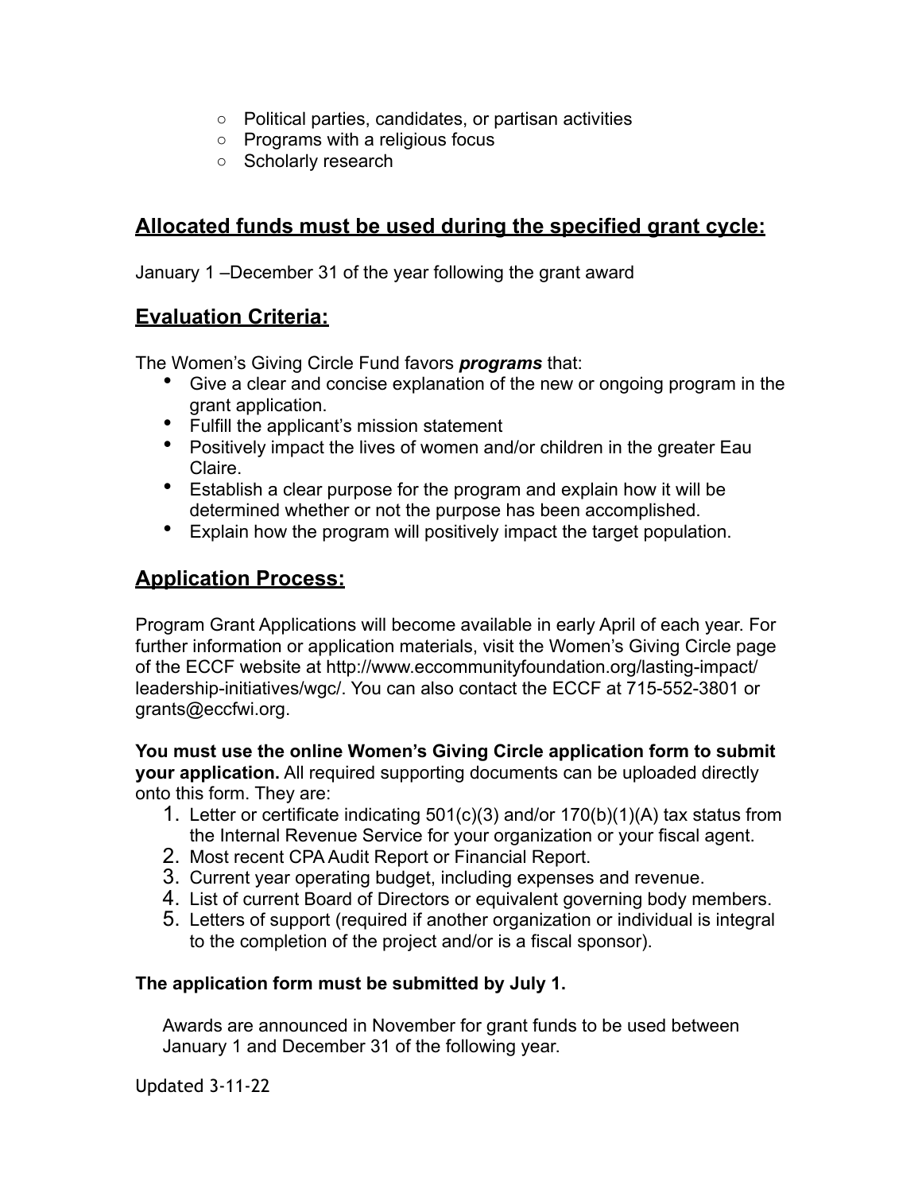- Political parties, candidates, or partisan activities
- Programs with a religious focus
- Scholarly research

## Allocated funds must be used during the specified grant cycle:

January 1 –December 31 of the year following the grant award

## Evaluation Criteria:

The Women's Giving Circle Fund favors ***programs*** that:

- Give a clear and concise explanation of the new or ongoing program in the grant application.
- Fulfill the applicant's mission statement
- Positively impact the lives of women and/or children in the greater Eau Claire.
- Establish a clear purpose for the program and explain how it will be determined whether or not the purpose has been accomplished.
- Explain how the program will positively impact the target population.

## Application Process:

Program Grant Applications will become available in early April of each year. For further information or application materials, visit the Women's Giving Circle page of the ECCF website at http://www.eccommunityfoundation.org/lasting-impact/leadership-initiatives/wgc/. You can also contact the ECCF at 715-552-3801 or grants@eccfwi.org.

**You must use the online Women's Giving Circle application form to submit your application.** All required supporting documents can be uploaded directly onto this form. They are:

1. Letter or certificate indicating 501(c)(3) and/or 170(b)(1)(A) tax status from the Internal Revenue Service for your organization or your fiscal agent.
2. Most recent CPA Audit Report or Financial Report.
3. Current year operating budget, including expenses and revenue.
4. List of current Board of Directors or equivalent governing body members.
5. Letters of support (required if another organization or individual is integral to the completion of the project and/or is a fiscal sponsor).

**The application form must be submitted by July 1.**

Awards are announced in November for grant funds to be used between January 1 and December 31 of the following year.

Updated 3-11-22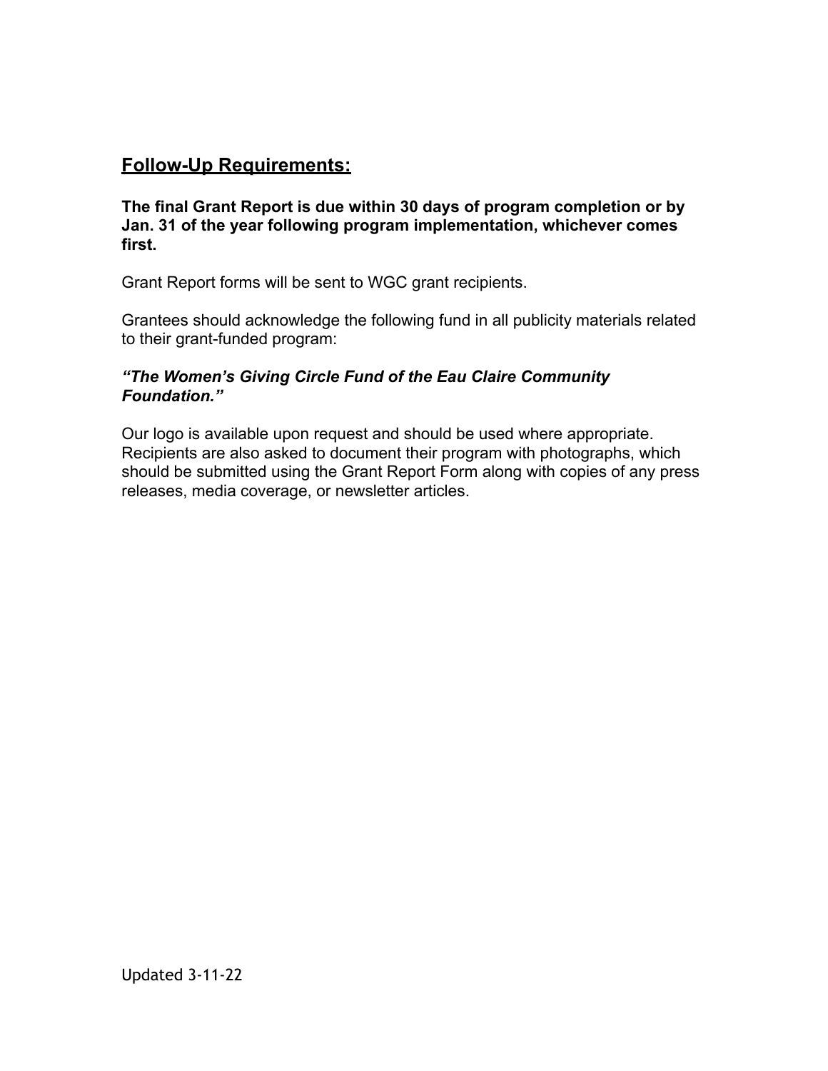## Follow-Up Requirements:

**The final Grant Report is due within 30 days of program completion or by Jan. 31 of the year following program implementation, whichever comes first.**

Grant Report forms will be sent to WGC grant recipients.

Grantees should acknowledge the following fund in all publicity materials related to their grant-funded program:

***"The Women's Giving Circle Fund of the Eau Claire Community Foundation."***

Our logo is available upon request and should be used where appropriate. Recipients are also asked to document their program with photographs, which should be submitted using the Grant Report Form along with copies of any press releases, media coverage, or newsletter articles.

Updated 3-11-22